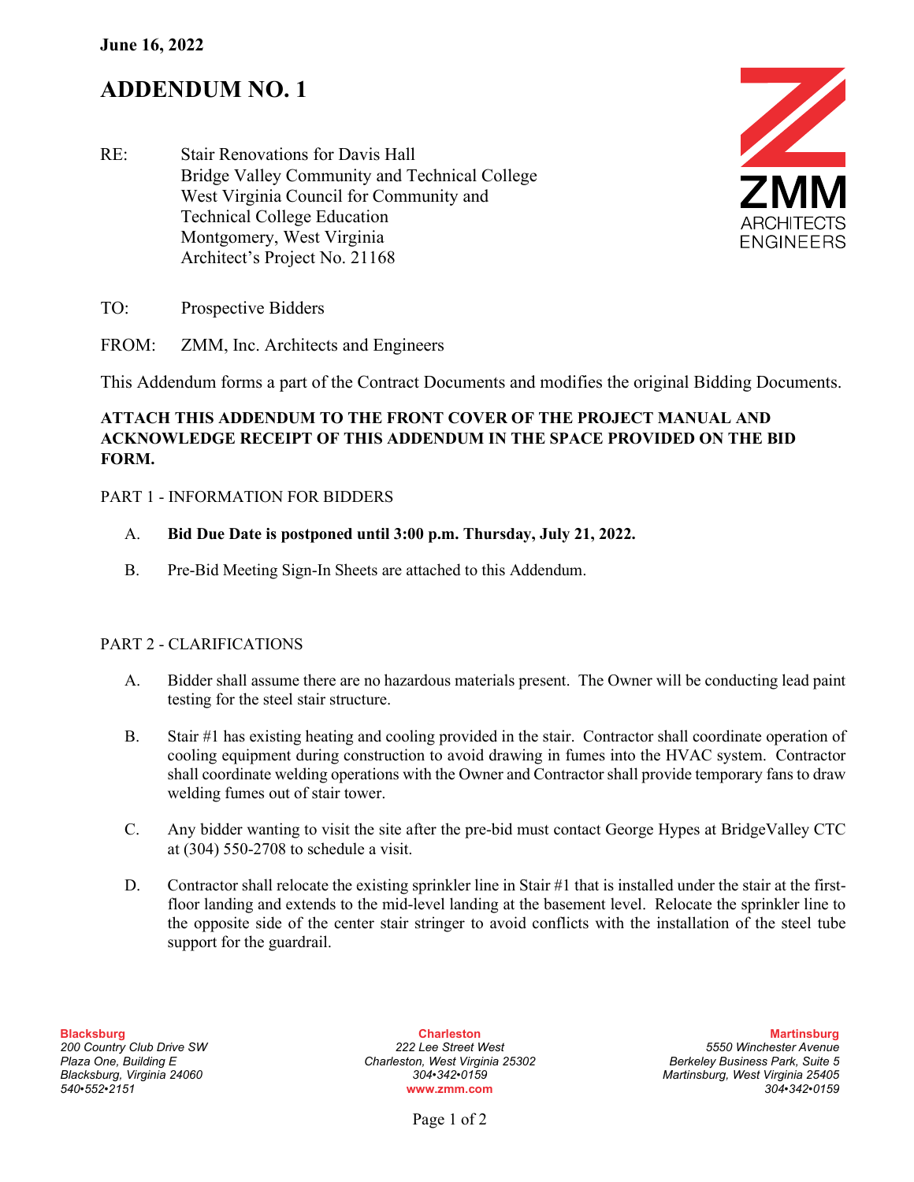**June 16, 2022**

# ADDENDUM NO. 1

RE: Stair Renovations for Davis Hall
Bridge Valley Community and Technical College
West Virginia Council for Community and Technical College Education
Montgomery, West Virginia
Architect's Project No. 21168

TO: Prospective Bidders

FROM: ZMM, Inc. Architects and Engineers

This Addendum forms a part of the Contract Documents and modifies the original Bidding Documents.

**ATTACH THIS ADDENDUM TO THE FRONT COVER OF THE PROJECT MANUAL AND ACKNOWLEDGE RECEIPT OF THIS ADDENDUM IN THE SPACE PROVIDED ON THE BID FORM.**

PART 1 - INFORMATION FOR BIDDERS

A. **Bid Due Date is postponed until 3:00 p.m. Thursday, July 21, 2022.**

B. Pre-Bid Meeting Sign-In Sheets are attached to this Addendum.

PART 2 - CLARIFICATIONS

A. Bidder shall assume there are no hazardous materials present. The Owner will be conducting lead paint testing for the steel stair structure.

B. Stair #1 has existing heating and cooling provided in the stair. Contractor shall coordinate operation of cooling equipment during construction to avoid drawing in fumes into the HVAC system. Contractor shall coordinate welding operations with the Owner and Contractor shall provide temporary fans to draw welding fumes out of stair tower.

C. Any bidder wanting to visit the site after the pre-bid must contact George Hypes at BridgeValley CTC at (304) 550-2708 to schedule a visit.

D. Contractor shall relocate the existing sprinkler line in Stair #1 that is installed under the stair at the first-floor landing and extends to the mid-level landing at the basement level. Relocate the sprinkler line to the opposite side of the center stair stringer to avoid conflicts with the installation of the steel tube support for the guardrail.

**Blacksburg**
*200 Country Club Drive SW*
*Plaza One, Building E*
*Blacksburg, Virginia 24060*
*540•552•2151*

**Charleston**
*222 Lee Street West*
*Charleston, West Virginia 25302*
*304•342•0159*
**www.zmm.com**

**Martinsburg**
*5550 Winchester Avenue*
*Berkeley Business Park, Suite 5*
*Martinsburg, West Virginia 25405*
*304•342•0159*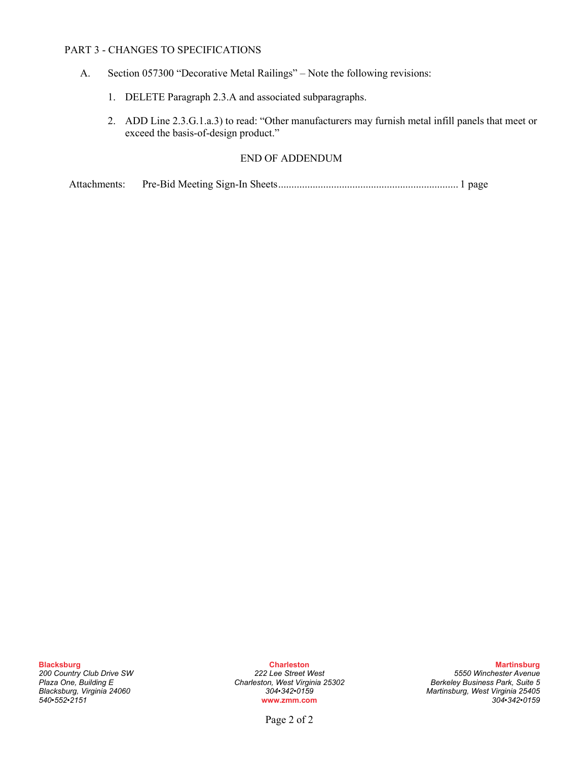PART 3 - CHANGES TO SPECIFICATIONS

A. Section 057300 "Decorative Metal Railings" – Note the following revisions:

1. DELETE Paragraph 2.3.A and associated subparagraphs.

2. ADD Line 2.3.G.1.a.3) to read: "Other manufacturers may furnish metal infill panels that meet or exceed the basis-of-design product."

END OF ADDENDUM

Attachments: Pre-Bid Meeting Sign-In Sheets.................................................................... 1 page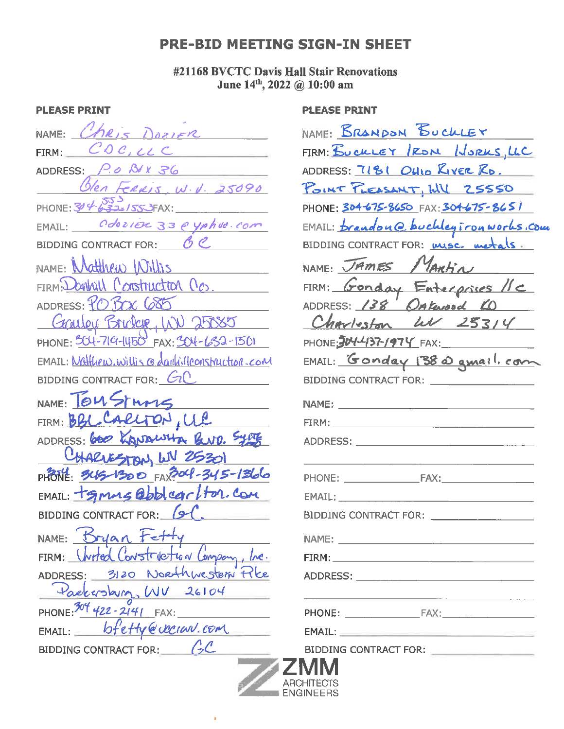# PRE-BID MEETING SIGN-IN SHEET

**#21168 BVCTC Davis Hall Stair Renovations**
**June 14th, 2022 @ 10:00 am**

**PLEASE PRINT**

NAME: Chris Dozier
FIRM: CDC, LLC
ADDRESS: P.O Box 36
Glen Ferris, W.V. 25090
PHONE: 304-553-1553 FAX:
EMAIL: cdozier33@yahoo.com
BIDDING CONTRACT FOR: GC

NAME: Matthew Willis
FIRM: Danhill Construction Co.
ADDRESS: PO Box 685
Gauley Bridge, WV 25085
PHONE: 304-719-1450 FAX: 304-632-1501
EMAIL: Matthew.willis@danhillconstruction.com
BIDDING CONTRACT FOR: GC

NAME: Tom Simms
FIRM: BBL Carlton, LLC
ADDRESS: 600 Kanawha Blvd. Suite 100
Charleston, WV 25301
PHONE: 304-345-1300 FAX: 304-345-1366
EMAIL: tsimms@bblcarlton.com
BIDDING CONTRACT FOR: GC

NAME: Bryan Fetty
FIRM: United Construction Company, Inc.
ADDRESS: 3120 Northwestern Pike
Parkersburg, WV 26104
PHONE: 304 422-2141 FAX:
EMAIL: bfetty@ucciwv.com
BIDDING CONTRACT FOR: GC

**PLEASE PRINT**

NAME: Brandon Buckley
FIRM: Buckley Iron Works, LLC
ADDRESS: 7181 Ohio River Rd.
Point Pleasant, WV 25550
PHONE: 304-675-8650 FAX: 304-675-8651
EMAIL: brandon@buckleyironworks.com
BIDDING CONTRACT FOR: misc. metals.

NAME: James Martin
FIRM: Gonday Enterprises llc
ADDRESS: 138 Oakwood Rd
Charleston WV 25314
PHONE: 304-437-1974 FAX:
EMAIL: Gonday138@gmail.com
BIDDING CONTRACT FOR:

NAME:
FIRM:
ADDRESS:

PHONE: FAX:
EMAIL:
BIDDING CONTRACT FOR:

NAME:
FIRM:
ADDRESS:

PHONE: FAX:
EMAIL:
BIDDING CONTRACT FOR:

ZMM ARCHITECTS ENGINEERS